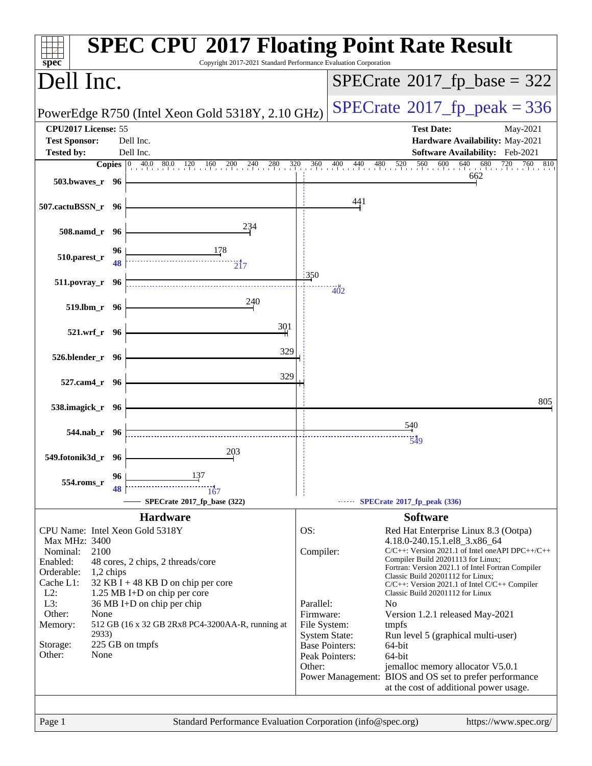# SPEC CPU 2017 Floating Point Rate Result

Copyright 2017-2021 Standard Performance Evaluation Corporation

## Dell Inc.

PowerEdge R750 (Intel Xeon Gold 5318Y, 2.10 GHz)

**SPECrate 2017_fp_base = 322**

**SPECrate 2017_fp_peak = 336**

| | | | |
|---|---|---|---|
| **CPU2017 License:** | 55 | **Test Date:** | May-2021 |
| **Test Sponsor:** | Dell Inc. | **Hardware Availability:** | May-2021 |
| **Tested by:** | Dell Inc. | **Software Availability:** | Feb-2021 |

| Benchmark | Copies (base) | Base | Copies (peak) | Peak |
|---|---|---|---|---|
| 503.bwaves_r | 96 | 662 | | |
| 507.cactuBSSN_r | 96 | 441 | | |
| 508.namd_r | 96 | 234 | | |
| 510.parest_r | 96 | 178 | 48 | 217 |
| 511.povray_r | 96 | 350 | 96 | 402 |
| 519.lbm_r | 96 | 240 | | |
| 521.wrf_r | 96 | 301 | | |
| 526.blender_r | 96 | 329 | | |
| 527.cam4_r | 96 | 329 | | |
| 538.imagick_r | 96 | 805 | | |
| 544.nab_r | 96 | 540 | 96 | 549 |
| 549.fotonik3d_r | 96 | 203 | | |
| 554.roms_r | 96 | 137 | 48 | 167 |

SPECrate 2017_fp_base (322) ------ SPECrate 2017_fp_peak (336)

## Hardware

| | |
|---|---|
| CPU Name: | Intel Xeon Gold 5318Y |
| Max MHz: | 3400 |
| Nominal: | 2100 |
| Enabled: | 48 cores, 2 chips, 2 threads/core |
| Orderable: | 1,2 chips |
| Cache L1: | 32 KB I + 48 KB D on chip per core |
| L2: | 1.25 MB I+D on chip per core |
| L3: | 36 MB I+D on chip per chip |
| Other: | None |
| Memory: | 512 GB (16 x 32 GB 2Rx8 PC4-3200AA-R, running at 2933) |
| Storage: | 225 GB on tmpfs |
| Other: | None |

## Software

| | |
|---|---|
| OS: | Red Hat Enterprise Linux 8.3 (Ootpa) 4.18.0-240.15.1.el8_3.x86_64 |
| Compiler: | C/C++: Version 2021.1 of Intel oneAPI DPC++/C++ Compiler Build 20201113 for Linux; Fortran: Version 2021.1 of Intel Fortran Compiler Classic Build 20201112 for Linux; C/C++: Version 2021.1 of Intel C/C++ Compiler Classic Build 20201112 for Linux |
| Parallel: | No |
| Firmware: | Version 1.2.1 released May-2021 |
| File System: | tmpfs |
| System State: | Run level 5 (graphical multi-user) |
| Base Pointers: | 64-bit |
| Peak Pointers: | 64-bit |
| Other: | jemalloc memory allocator V5.0.1 |
| Power Management: | BIOS and OS set to prefer performance at the cost of additional power usage. |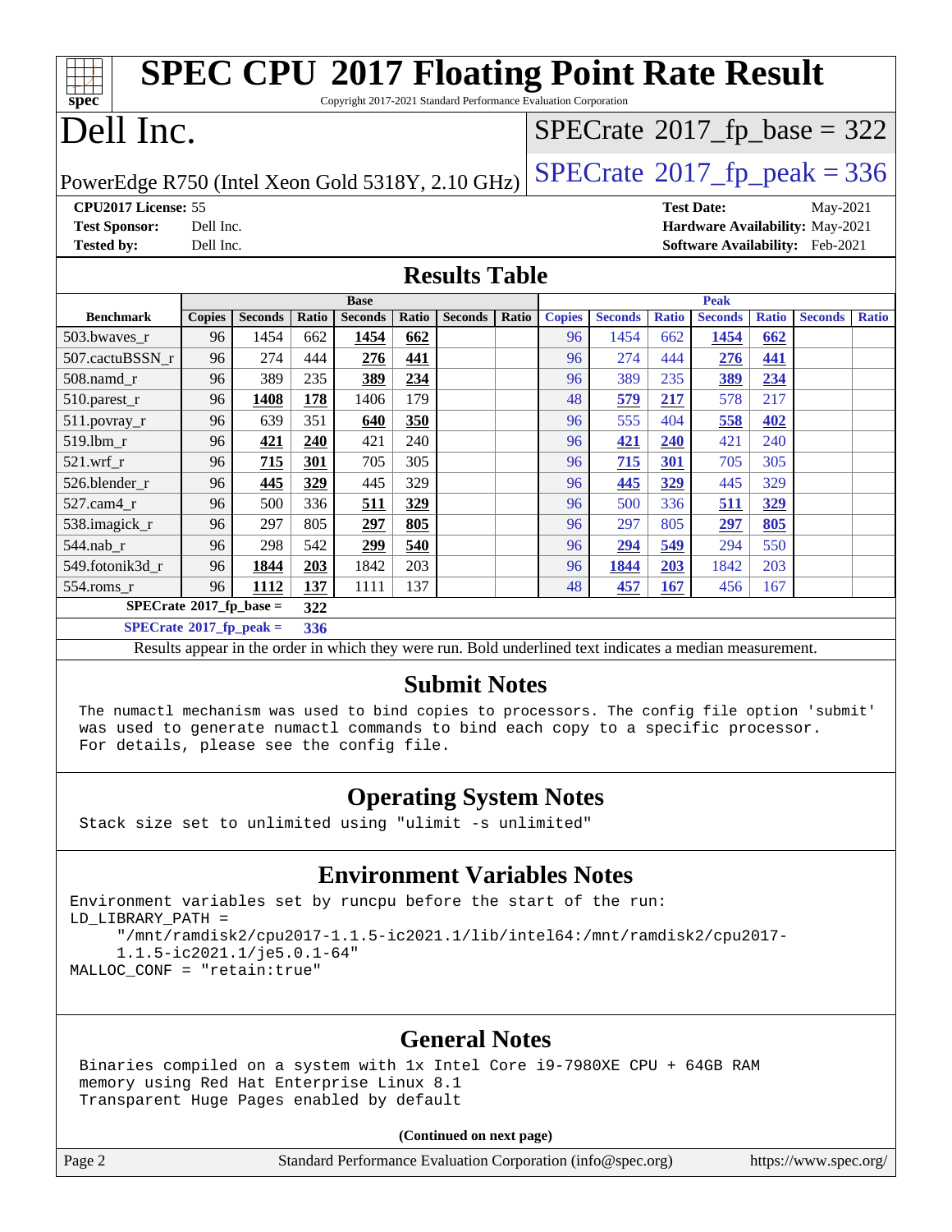# SPEC CPU 2017 Floating Point Rate Result

Copyright 2017-2021 Standard Performance Evaluation Corporation

# Dell Inc.

PowerEdge R750 (Intel Xeon Gold 5318Y, 2.10 GHz)

SPECrate 2017_fp_base = 322

SPECrate 2017_fp_peak = 336

**CPU2017 License:** 55
**Test Sponsor:** Dell Inc.
**Tested by:** Dell Inc.

**Test Date:** May-2021
**Hardware Availability:** May-2021
**Software Availability:** Feb-2021

## Results Table

| Benchmark | Base | | | | | | | Peak | | | | | | |
|---|---|---|---|---|---|---|---|---|---|---|---|---|---|---|
| | Copies | Seconds | Ratio | Seconds | Ratio | Seconds | Ratio | Copies | Seconds | Ratio | Seconds | Ratio | Seconds | Ratio |
| 503.bwaves_r | 96 | 1454 | 662 | **1454** | **662** | | | 96 | 1454 | 662 | **1454** | **662** | | |
| 507.cactuBSSN_r | 96 | 274 | 444 | **276** | **441** | | | 96 | 274 | 444 | **276** | **441** | | |
| 508.namd_r | 96 | 389 | 235 | **389** | **234** | | | 96 | 389 | 235 | **389** | **234** | | |
| 510.parest_r | 96 | **1408** | **178** | 1406 | 179 | | | 48 | **579** | **217** | 578 | 217 | | |
| 511.povray_r | 96 | 639 | 351 | **640** | **350** | | | 96 | 555 | 404 | **558** | **402** | | |
| 519.lbm_r | 96 | **421** | **240** | 421 | 240 | | | 96 | **421** | **240** | 421 | 240 | | |
| 521.wrf_r | 96 | **715** | **301** | 705 | 305 | | | 96 | **715** | **301** | 705 | 305 | | |
| 526.blender_r | 96 | **445** | **329** | 445 | 329 | | | 96 | **445** | **329** | 445 | 329 | | |
| 527.cam4_r | 96 | 500 | 336 | **511** | **329** | | | 96 | 500 | 336 | **511** | **329** | | |
| 538.imagick_r | 96 | 297 | 805 | **297** | **805** | | | 96 | 297 | 805 | **297** | **805** | | |
| 544.nab_r | 96 | 298 | 542 | **299** | **540** | | | 96 | **294** | **549** | 294 | 550 | | |
| 549.fotonik3d_r | 96 | **1844** | **203** | 1842 | 203 | | | 96 | **1844** | **203** | 1842 | 203 | | |
| 554.roms_r | 96 | **1112** | **137** | 1111 | 137 | | | 48 | **457** | **167** | 456 | 167 | | |

**SPECrate 2017_fp_base = 322**

**SPECrate 2017_fp_peak = 336**

Results appear in the order in which they were run. Bold underlined text indicates a median measurement.

## Submit Notes

```
The numactl mechanism was used to bind copies to processors. The config file option 'submit'
was used to generate numactl commands to bind each copy to a specific processor.
For details, please see the config file.
```

## Operating System Notes

```
Stack size set to unlimited using "ulimit -s unlimited"
```

## Environment Variables Notes

```
Environment variables set by runcpu before the start of the run:
LD_LIBRARY_PATH =
     "/mnt/ramdisk2/cpu2017-1.1.5-ic2021.1/lib/intel64:/mnt/ramdisk2/cpu2017-
     1.1.5-ic2021.1/je5.0.1-64"
MALLOC_CONF = "retain:true"
```

## General Notes

```
Binaries compiled on a system with 1x Intel Core i9-7980XE CPU + 64GB RAM
memory using Red Hat Enterprise Linux 8.1
Transparent Huge Pages enabled by default
```

**(Continued on next page)**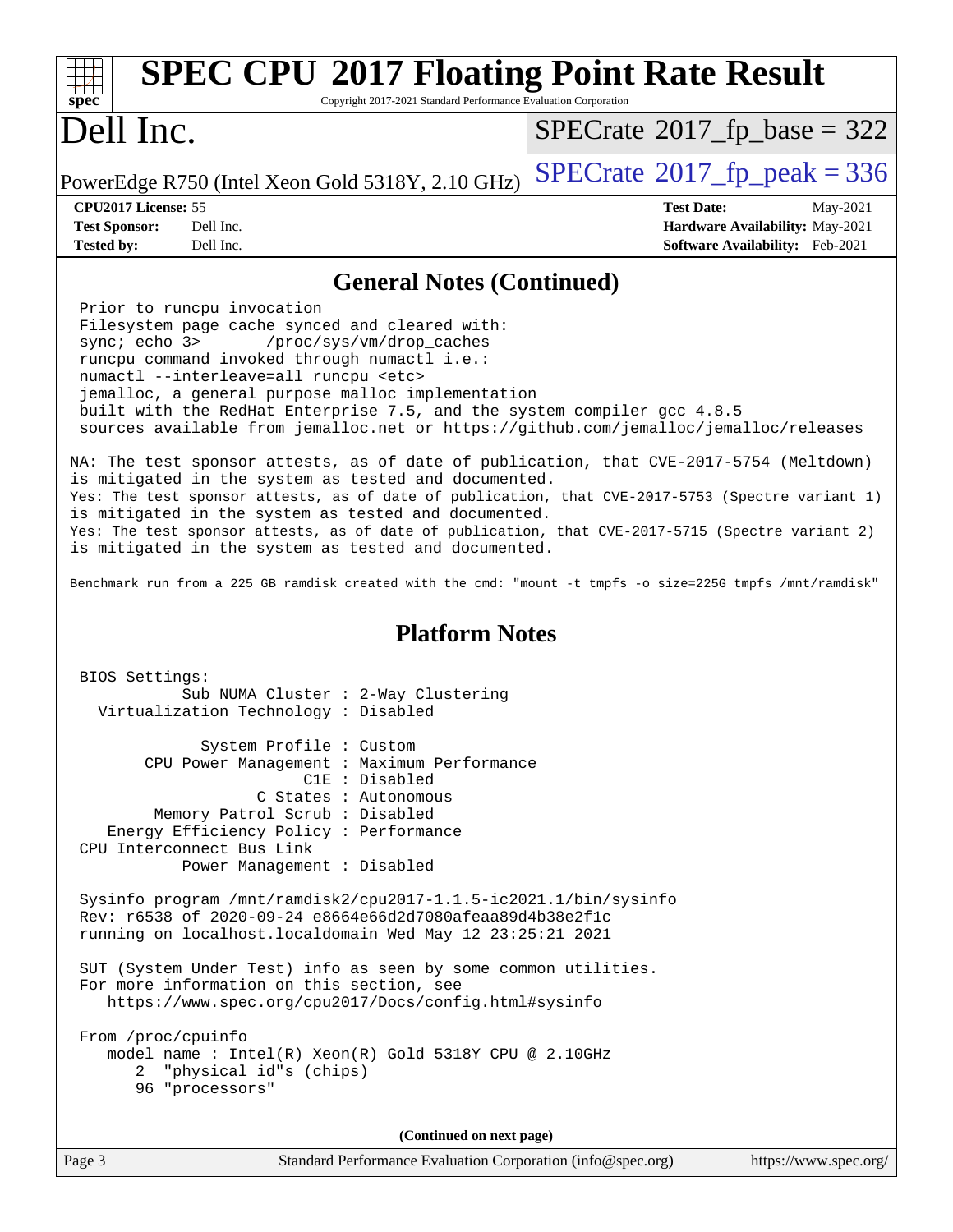## General Notes (Continued)

```
Prior to runcpu invocation
Filesystem page cache synced and cleared with:
sync; echo 3>       /proc/sys/vm/drop_caches
runcpu command invoked through numactl i.e.:
numactl --interleave=all runcpu <etc>
jemalloc, a general purpose malloc implementation
built with the RedHat Enterprise 7.5, and the system compiler gcc 4.8.5
sources available from jemalloc.net or https://github.com/jemalloc/jemalloc/releases
```

NA: The test sponsor attests, as of date of publication, that CVE-2017-5754 (Meltdown) is mitigated in the system as tested and documented.
Yes: The test sponsor attests, as of date of publication, that CVE-2017-5753 (Spectre variant 1) is mitigated in the system as tested and documented.
Yes: The test sponsor attests, as of date of publication, that CVE-2017-5715 (Spectre variant 2) is mitigated in the system as tested and documented.

Benchmark run from a 225 GB ramdisk created with the cmd: "mount -t tmpfs -o size=225G tmpfs /mnt/ramdisk"

## Platform Notes

```
BIOS Settings:
          Sub NUMA Cluster : 2-Way Clustering
  Virtualization Technology : Disabled

            System Profile : Custom
      CPU Power Management : Maximum Performance
                       C1E : Disabled
                  C States : Autonomous
       Memory Patrol Scrub : Disabled
   Energy Efficiency Policy : Performance
CPU Interconnect Bus Link
          Power Management : Disabled

Sysinfo program /mnt/ramdisk2/cpu2017-1.1.5-ic2021.1/bin/sysinfo
Rev: r6538 of 2020-09-24 e8664e66d2d7080afeaa89d4b38e2f1c
running on localhost.localdomain Wed May 12 23:25:21 2021

SUT (System Under Test) info as seen by some common utilities.
For more information on this section, see
   https://www.spec.org/cpu2017/Docs/config.html#sysinfo

From /proc/cpuinfo
   model name : Intel(R) Xeon(R) Gold 5318Y CPU @ 2.10GHz
      2  "physical id"s (chips)
      96 "processors"
```

(Continued on next page)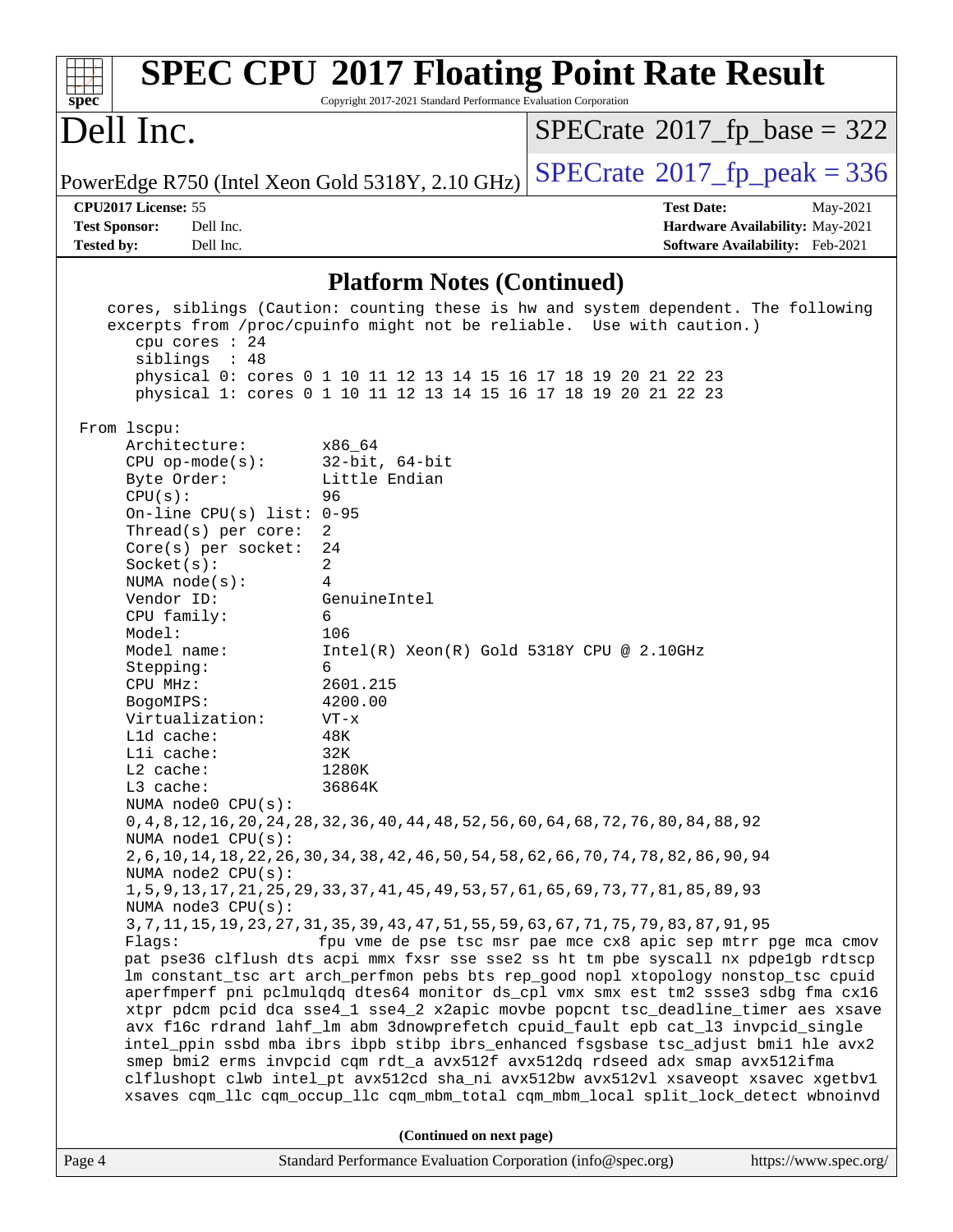## Platform Notes (Continued)

```
   cores, siblings (Caution: counting these is hw and system dependent. The following
   excerpts from /proc/cpuinfo might not be reliable.  Use with caution.)
      cpu cores : 24
      siblings  : 48
      physical 0: cores 0 1 10 11 12 13 14 15 16 17 18 19 20 21 22 23
      physical 1: cores 0 1 10 11 12 13 14 15 16 17 18 19 20 21 22 23

From lscpu:
     Architecture:        x86_64
     CPU op-mode(s):      32-bit, 64-bit
     Byte Order:          Little Endian
     CPU(s):              96
     On-line CPU(s) list: 0-95
     Thread(s) per core:  2
     Core(s) per socket:  24
     Socket(s):           2
     NUMA node(s):        4
     Vendor ID:           GenuineIntel
     CPU family:          6
     Model:               106
     Model name:          Intel(R) Xeon(R) Gold 5318Y CPU @ 2.10GHz
     Stepping:            6
     CPU MHz:             2601.215
     BogoMIPS:            4200.00
     Virtualization:      VT-x
     L1d cache:           48K
     L1i cache:           32K
     L2 cache:            1280K
     L3 cache:            36864K
     NUMA node0 CPU(s):
     0,4,8,12,16,20,24,28,32,36,40,44,48,52,56,60,64,68,72,76,80,84,88,92
     NUMA node1 CPU(s):
     2,6,10,14,18,22,26,30,34,38,42,46,50,54,58,62,66,70,74,78,82,86,90,94
     NUMA node2 CPU(s):
     1,5,9,13,17,21,25,29,33,37,41,45,49,53,57,61,65,69,73,77,81,85,89,93
     NUMA node3 CPU(s):
     3,7,11,15,19,23,27,31,35,39,43,47,51,55,59,63,67,71,75,79,83,87,91,95
     Flags:               fpu vme de pse tsc msr pae mce cx8 apic sep mtrr pge mca cmov
     pat pse36 clflush dts acpi mmx fxsr sse sse2 ss ht tm pbe syscall nx pdpe1gb rdtscp
     lm constant_tsc art arch_perfmon pebs bts rep_good nopl xtopology nonstop_tsc cpuid
     aperfmperf pni pclmulqdq dtes64 monitor ds_cpl vmx smx est tm2 ssse3 sdbg fma cx16
     xtpr pdcm pcid dca sse4_1 sse4_2 x2apic movbe popcnt tsc_deadline_timer aes xsave
     avx f16c rdrand lahf_lm abm 3dnowprefetch cpuid_fault epb cat_l3 invpcid_single
     intel_ppin ssbd mba ibrs ibpb stibp ibrs_enhanced fsgsbase tsc_adjust bmi1 hle avx2
     smep bmi2 erms invpcid cqm rdt_a avx512f avx512dq rdseed adx smap avx512ifma
     clflushopt clwb intel_pt avx512cd sha_ni avx512bw avx512vl xsaveopt xsavec xgetbv1
     xsaves cqm_llc cqm_occup_llc cqm_mbm_total cqm_mbm_local split_lock_detect wbnoinvd
```

(Continued on next page)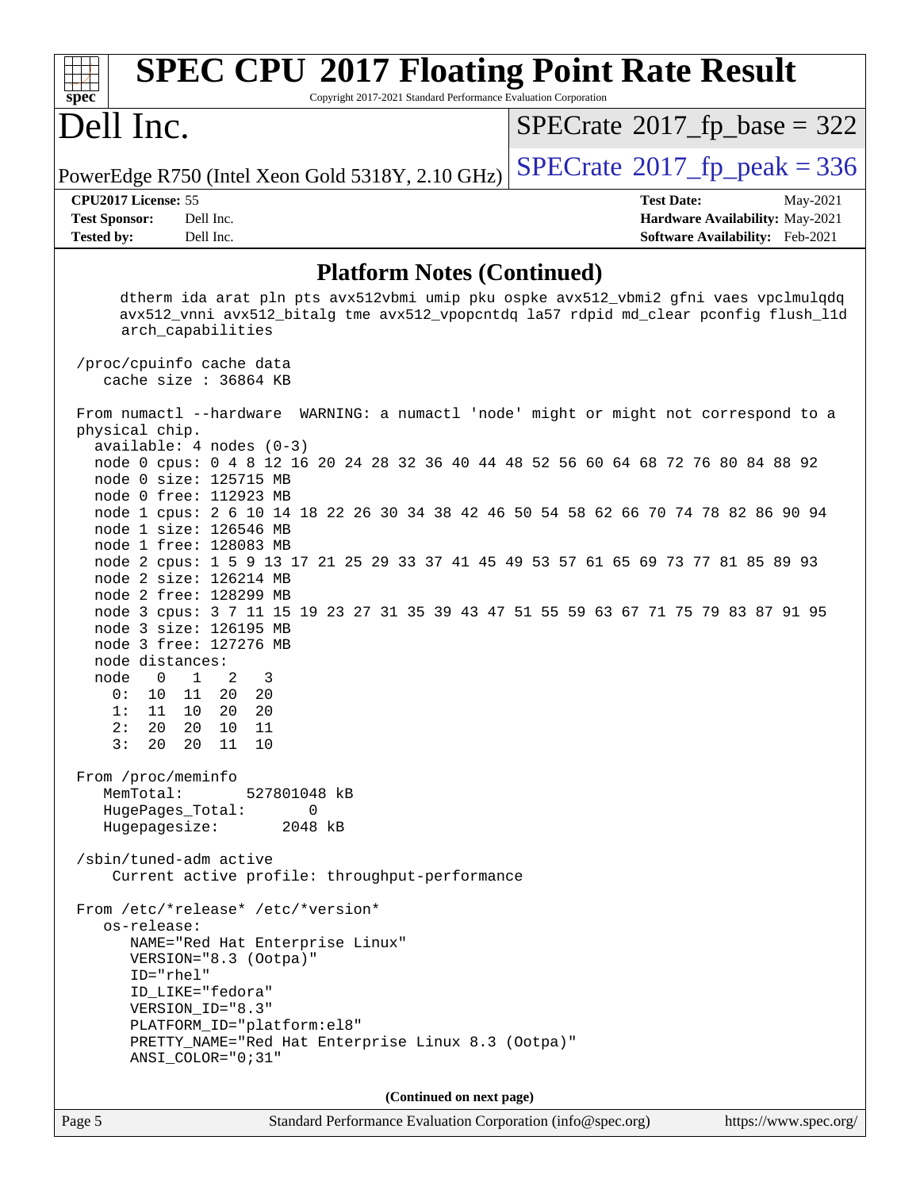## Platform Notes (Continued)

```
     dtherm ida arat pln pts avx512vbmi umip pku ospke avx512_vbmi2 gfni vaes vpclmulqdq
     avx512_vnni avx512_bitalg tme avx512_vpopcntdq la57 rdpid md_clear pconfig flush_l1d
     arch_capabilities

 /proc/cpuinfo cache data
    cache size : 36864 KB

 From numactl --hardware  WARNING: a numactl 'node' might or might not correspond to a
 physical chip.
   available: 4 nodes (0-3)
   node 0 cpus: 0 4 8 12 16 20 24 28 32 36 40 44 48 52 56 60 64 68 72 76 80 84 88 92
   node 0 size: 125715 MB
   node 0 free: 112923 MB
   node 1 cpus: 2 6 10 14 18 22 26 30 34 38 42 46 50 54 58 62 66 70 74 78 82 86 90 94
   node 1 size: 126546 MB
   node 1 free: 128083 MB
   node 2 cpus: 1 5 9 13 17 21 25 29 33 37 41 45 49 53 57 61 65 69 73 77 81 85 89 93
   node 2 size: 126214 MB
   node 2 free: 128299 MB
   node 3 cpus: 3 7 11 15 19 23 27 31 35 39 43 47 51 55 59 63 67 71 75 79 83 87 91 95
   node 3 size: 126195 MB
   node 3 free: 127276 MB
   node distances:
   node   0   1   2   3
     0:  10  11  20  20
     1:  11  10  20  20
     2:  20  20  10  11
     3:  20  20  11  10

 From /proc/meminfo
    MemTotal:       527801048 kB
    HugePages_Total:       0
    Hugepagesize:       2048 kB

 /sbin/tuned-adm active
     Current active profile: throughput-performance

 From /etc/*release* /etc/*version*
    os-release:
       NAME="Red Hat Enterprise Linux"
       VERSION="8.3 (Ootpa)"
       ID="rhel"
       ID_LIKE="fedora"
       VERSION_ID="8.3"
       PLATFORM_ID="platform:el8"
       PRETTY_NAME="Red Hat Enterprise Linux 8.3 (Ootpa)"
       ANSI_COLOR="0;31"
```

(Continued on next page)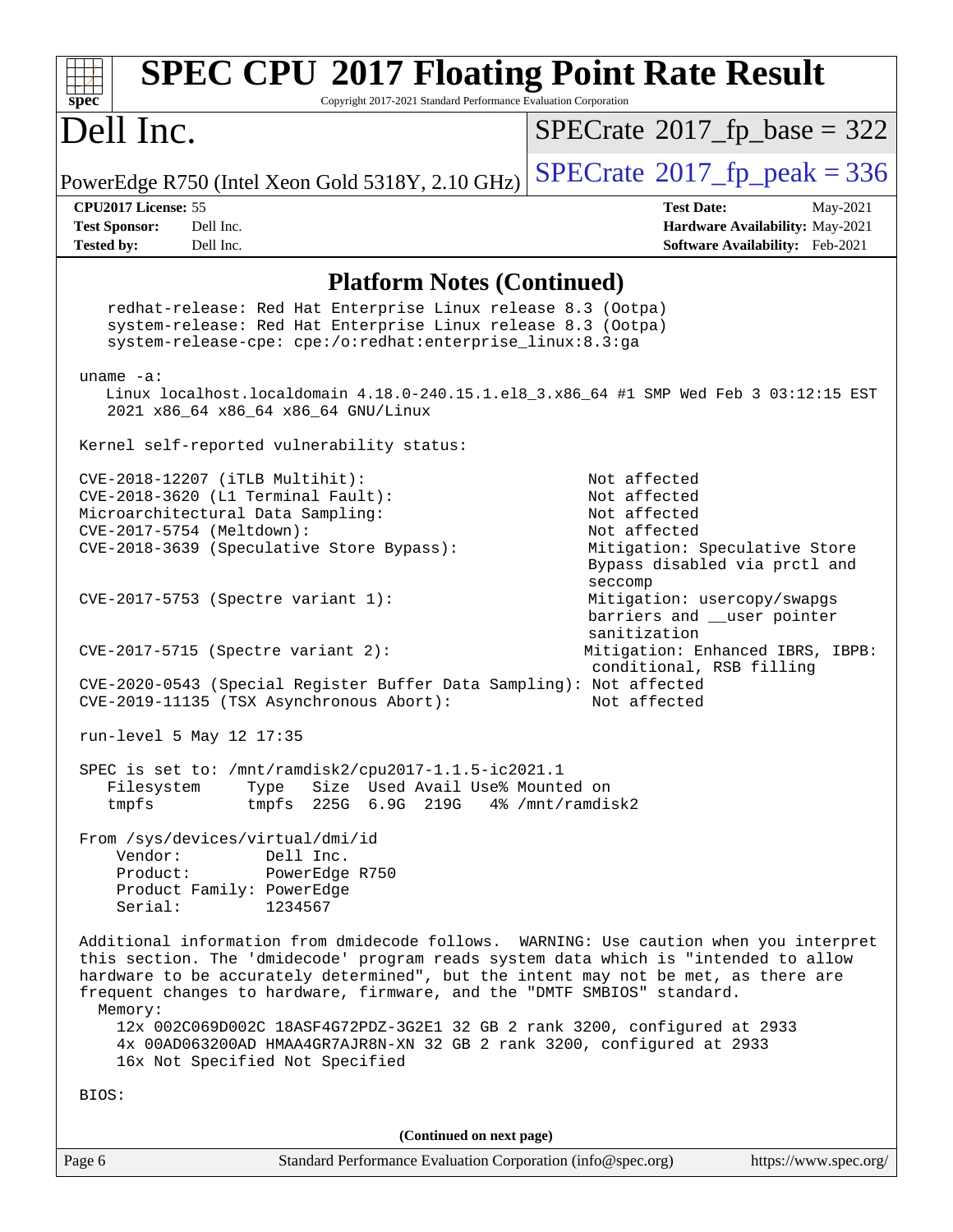# SPEC CPU 2017 Floating Point Rate Result

Copyright 2017-2021 Standard Performance Evaluation Corporation

## Dell Inc.

PowerEdge R750 (Intel Xeon Gold 5318Y, 2.10 GHz)

SPECrate 2017_fp_base = 322

SPECrate 2017_fp_peak = 336

**CPU2017 License:** 55
**Test Sponsor:** Dell Inc.
**Tested by:** Dell Inc.

**Test Date:** May-2021
**Hardware Availability:** May-2021
**Software Availability:** Feb-2021

### Platform Notes (Continued)

```
    redhat-release: Red Hat Enterprise Linux release 8.3 (Ootpa)
    system-release: Red Hat Enterprise Linux release 8.3 (Ootpa)
    system-release-cpe: cpe:/o:redhat:enterprise_linux:8.3:ga

 uname -a:
    Linux localhost.localdomain 4.18.0-240.15.1.el8_3.x86_64 #1 SMP Wed Feb 3 03:12:15 EST
    2021 x86_64 x86_64 x86_64 GNU/Linux

 Kernel self-reported vulnerability status:

 CVE-2018-12207 (iTLB Multihit):                          Not affected
 CVE-2018-3620 (L1 Terminal Fault):                       Not affected
 Microarchitectural Data Sampling:                        Not affected
 CVE-2017-5754 (Meltdown):                                Not affected
 CVE-2018-3639 (Speculative Store Bypass):                Mitigation: Speculative Store
                                                          Bypass disabled via prctl and
                                                          seccomp
 CVE-2017-5753 (Spectre variant 1):                       Mitigation: usercopy/swapgs
                                                          barriers and __user pointer
                                                          sanitization
 CVE-2017-5715 (Spectre variant 2):                       Mitigation: Enhanced IBRS, IBPB:
                                                          conditional, RSB filling
 CVE-2020-0543 (Special Register Buffer Data Sampling): Not affected
 CVE-2019-11135 (TSX Asynchronous Abort):                 Not affected

 run-level 5 May 12 17:35

 SPEC is set to: /mnt/ramdisk2/cpu2017-1.1.5-ic2021.1
    Filesystem     Type   Size  Used Avail Use% Mounted on
    tmpfs          tmpfs  225G  6.9G  219G   4% /mnt/ramdisk2

 From /sys/devices/virtual/dmi/id
     Vendor:         Dell Inc.
     Product:        PowerEdge R750
     Product Family: PowerEdge
     Serial:         1234567

 Additional information from dmidecode follows.  WARNING: Use caution when you interpret
 this section. The 'dmidecode' program reads system data which is "intended to allow
 hardware to be accurately determined", but the intent may not be met, as there are
 frequent changes to hardware, firmware, and the "DMTF SMBIOS" standard.
   Memory:
     12x 002C069D002C 18ASF4G72PDZ-3G2E1 32 GB 2 rank 3200, configured at 2933
     4x 00AD063200AD HMAA4GR7AJR8N-XN 32 GB 2 rank 3200, configured at 2933
     16x Not Specified Not Specified

 BIOS:
```

(Continued on next page)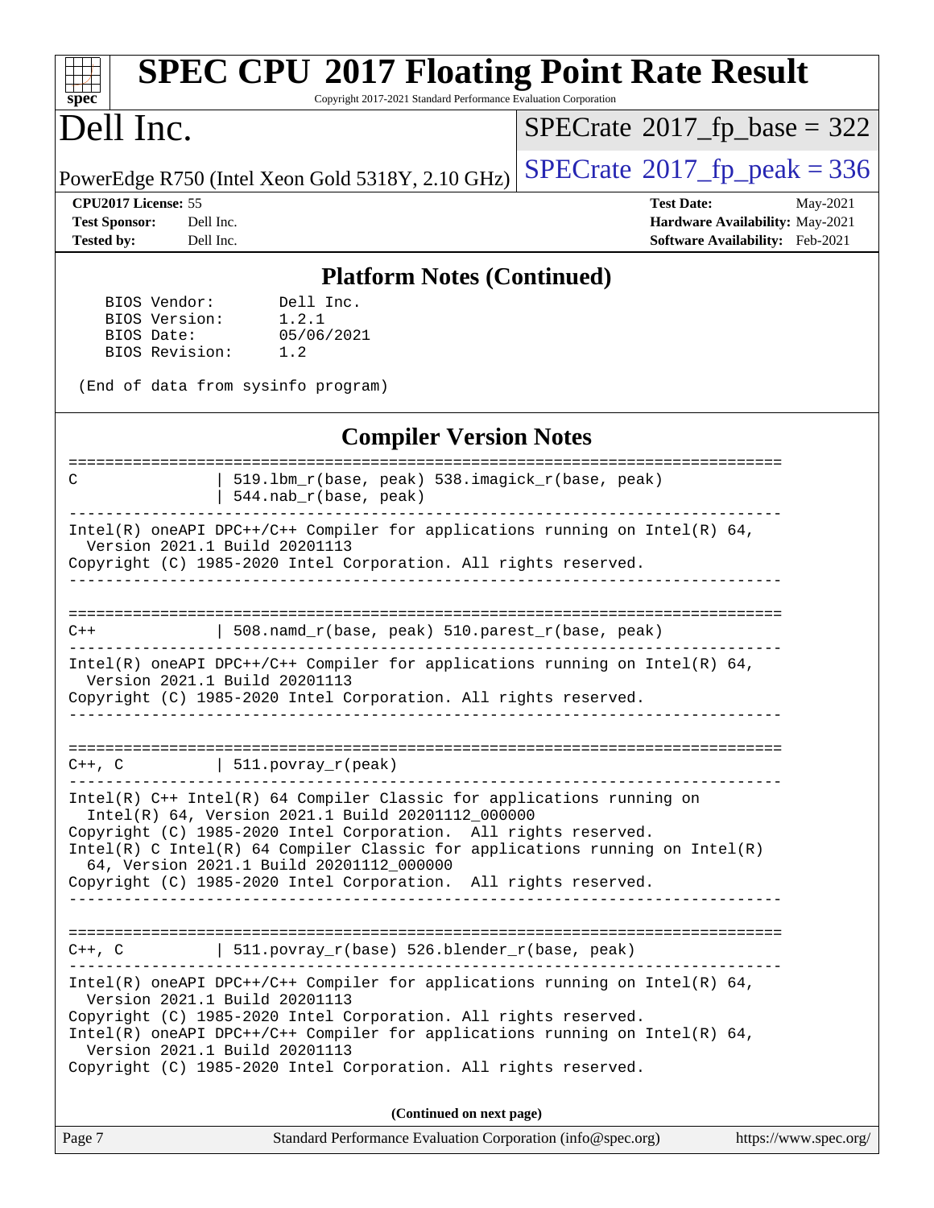## Platform Notes (Continued)

```
    BIOS Vendor:       Dell Inc.
    BIOS Version:      1.2.1
    BIOS Date:         05/06/2021
    BIOS Revision:     1.2

 (End of data from sysinfo program)
```

## Compiler Version Notes

```
==============================================================================
C               | 519.lbm_r(base, peak) 538.imagick_r(base, peak)
                | 544.nab_r(base, peak)
------------------------------------------------------------------------------
Intel(R) oneAPI DPC++/C++ Compiler for applications running on Intel(R) 64,
  Version 2021.1 Build 20201113
Copyright (C) 1985-2020 Intel Corporation. All rights reserved.
------------------------------------------------------------------------------

==============================================================================
C++             | 508.namd_r(base, peak) 510.parest_r(base, peak)
------------------------------------------------------------------------------
Intel(R) oneAPI DPC++/C++ Compiler for applications running on Intel(R) 64,
  Version 2021.1 Build 20201113
Copyright (C) 1985-2020 Intel Corporation. All rights reserved.
------------------------------------------------------------------------------

==============================================================================
C++, C          | 511.povray_r(peak)
------------------------------------------------------------------------------
Intel(R) C++ Intel(R) 64 Compiler Classic for applications running on
  Intel(R) 64, Version 2021.1 Build 20201112_000000
Copyright (C) 1985-2020 Intel Corporation.  All rights reserved.
Intel(R) C Intel(R) 64 Compiler Classic for applications running on Intel(R)
  64, Version 2021.1 Build 20201112_000000
Copyright (C) 1985-2020 Intel Corporation.  All rights reserved.
------------------------------------------------------------------------------

==============================================================================
C++, C          | 511.povray_r(base) 526.blender_r(base, peak)
------------------------------------------------------------------------------
Intel(R) oneAPI DPC++/C++ Compiler for applications running on Intel(R) 64,
  Version 2021.1 Build 20201113
Copyright (C) 1985-2020 Intel Corporation. All rights reserved.
Intel(R) oneAPI DPC++/C++ Compiler for applications running on Intel(R) 64,
  Version 2021.1 Build 20201113
Copyright (C) 1985-2020 Intel Corporation. All rights reserved.
```

**(Continued on next page)**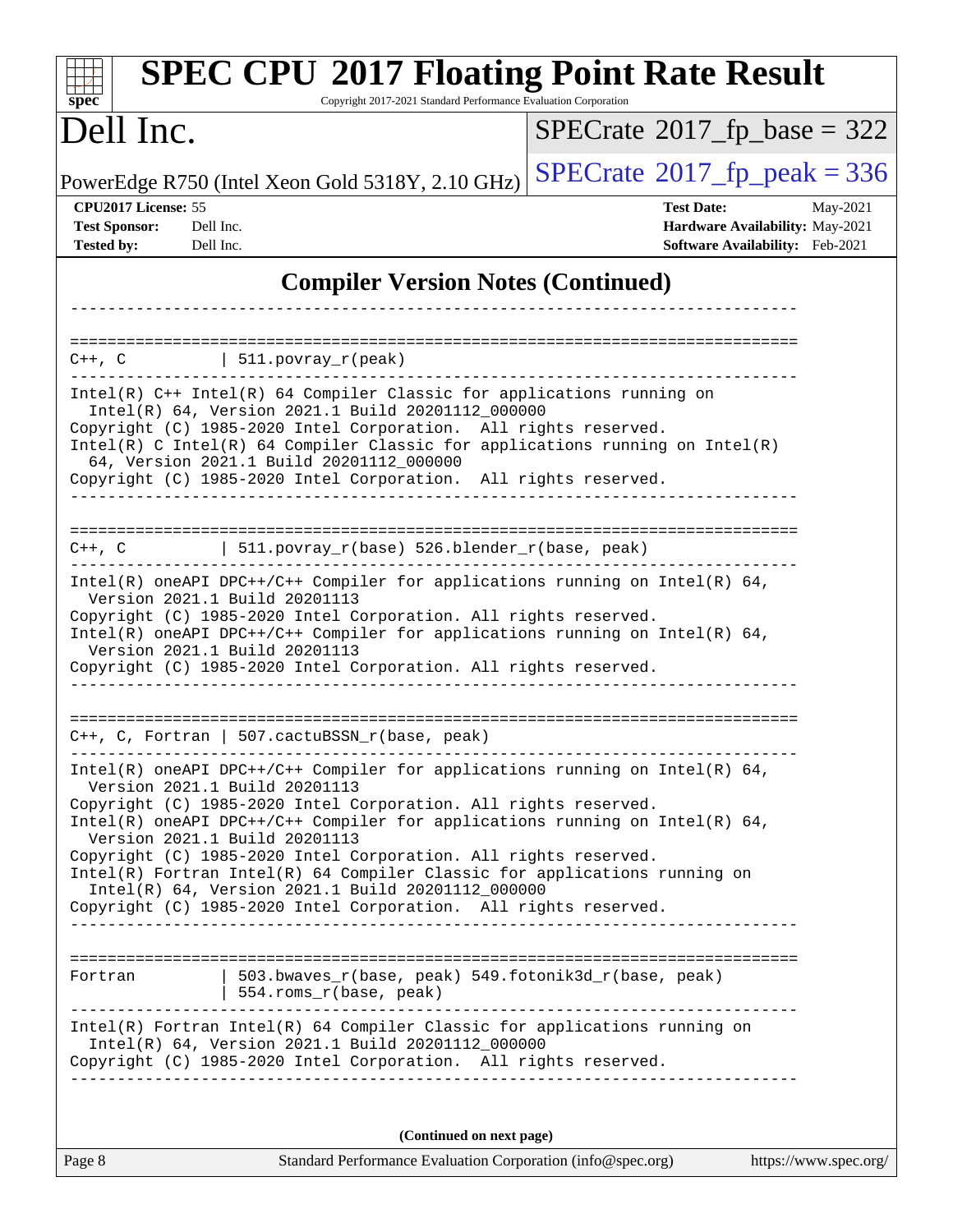# SPEC CPU 2017 Floating Point Rate Result

Copyright 2017-2021 Standard Performance Evaluation Corporation

## Dell Inc.

PowerEdge R750 (Intel Xeon Gold 5318Y, 2.10 GHz)

SPECrate 2017_fp_base = 322

SPECrate 2017_fp_peak = 336

**CPU2017 License:** 55
**Test Sponsor:** Dell Inc.
**Tested by:** Dell Inc.

**Test Date:** May-2021
**Hardware Availability:** May-2021
**Software Availability:** Feb-2021

## Compiler Version Notes (Continued)

```
------------------------------------------------------------------------------

==============================================================================
C++, C          | 511.povray_r(peak)
------------------------------------------------------------------------------
Intel(R) C++ Intel(R) 64 Compiler Classic for applications running on
  Intel(R) 64, Version 2021.1 Build 20201112_000000
Copyright (C) 1985-2020 Intel Corporation.  All rights reserved.
Intel(R) C Intel(R) 64 Compiler Classic for applications running on Intel(R)
  64, Version 2021.1 Build 20201112_000000
Copyright (C) 1985-2020 Intel Corporation.  All rights reserved.
------------------------------------------------------------------------------

==============================================================================
C++, C          | 511.povray_r(base) 526.blender_r(base, peak)
------------------------------------------------------------------------------
Intel(R) oneAPI DPC++/C++ Compiler for applications running on Intel(R) 64,
  Version 2021.1 Build 20201113
Copyright (C) 1985-2020 Intel Corporation. All rights reserved.
Intel(R) oneAPI DPC++/C++ Compiler for applications running on Intel(R) 64,
  Version 2021.1 Build 20201113
Copyright (C) 1985-2020 Intel Corporation. All rights reserved.
------------------------------------------------------------------------------

==============================================================================
C++, C, Fortran | 507.cactuBSSN_r(base, peak)
------------------------------------------------------------------------------
Intel(R) oneAPI DPC++/C++ Compiler for applications running on Intel(R) 64,
  Version 2021.1 Build 20201113
Copyright (C) 1985-2020 Intel Corporation. All rights reserved.
Intel(R) oneAPI DPC++/C++ Compiler for applications running on Intel(R) 64,
  Version 2021.1 Build 20201113
Copyright (C) 1985-2020 Intel Corporation. All rights reserved.
Intel(R) Fortran Intel(R) 64 Compiler Classic for applications running on
  Intel(R) 64, Version 2021.1 Build 20201112_000000
Copyright (C) 1985-2020 Intel Corporation.  All rights reserved.
------------------------------------------------------------------------------

==============================================================================
Fortran         | 503.bwaves_r(base, peak) 549.fotonik3d_r(base, peak)
                | 554.roms_r(base, peak)
------------------------------------------------------------------------------
Intel(R) Fortran Intel(R) 64 Compiler Classic for applications running on
  Intel(R) 64, Version 2021.1 Build 20201112_000000
Copyright (C) 1985-2020 Intel Corporation.  All rights reserved.
------------------------------------------------------------------------------
```

**(Continued on next page)**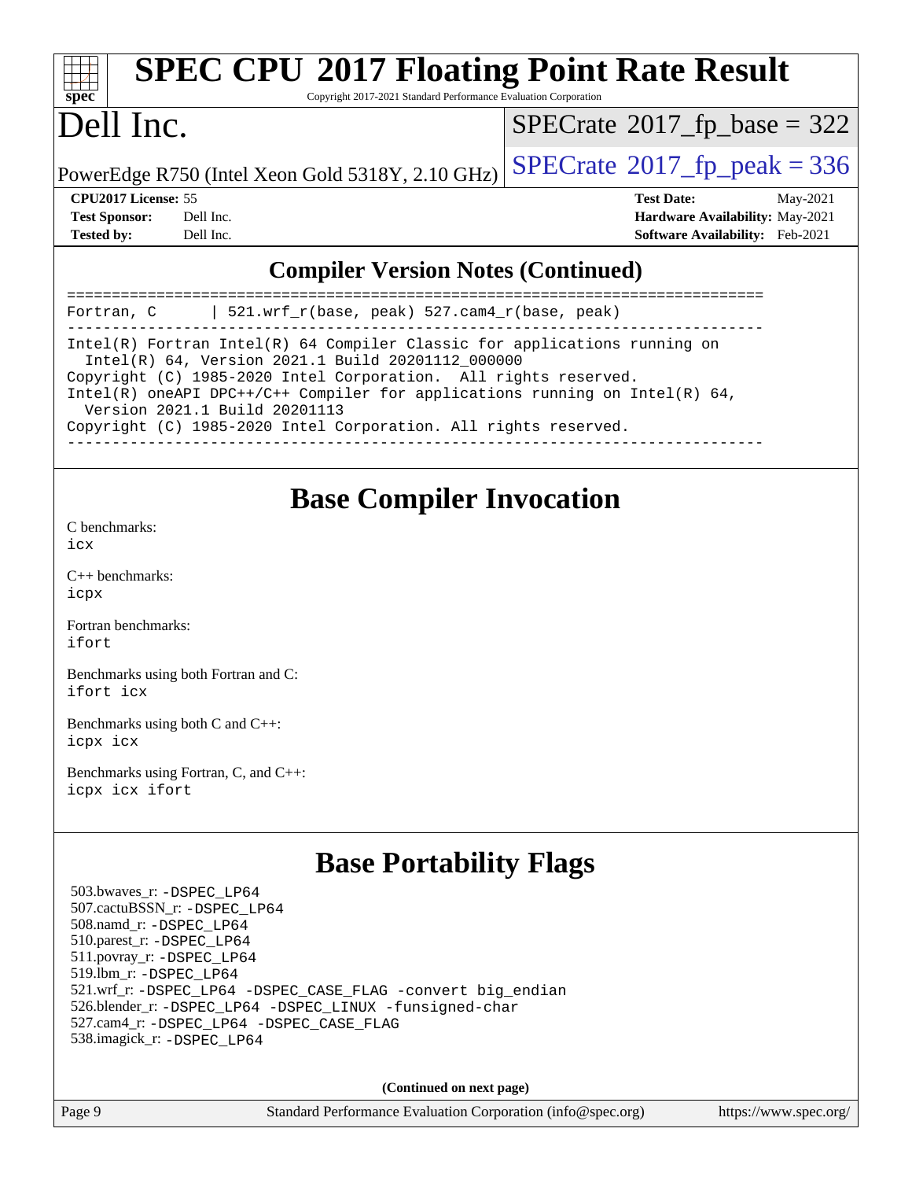# SPEC CPU 2017 Floating Point Rate Result

Copyright 2017-2021 Standard Performance Evaluation Corporation

# Dell Inc.

PowerEdge R750 (Intel Xeon Gold 5318Y, 2.10 GHz)

SPECrate 2017_fp_base = 322

SPECrate 2017_fp_peak = 336

**CPU2017 License:** 55
**Test Sponsor:** Dell Inc.
**Tested by:** Dell Inc.

**Test Date:** May-2021
**Hardware Availability:** May-2021
**Software Availability:** Feb-2021

## Compiler Version Notes (Continued)

```
==============================================================================
Fortran, C      | 521.wrf_r(base, peak) 527.cam4_r(base, peak)
------------------------------------------------------------------------------
Intel(R) Fortran Intel(R) 64 Compiler Classic for applications running on
  Intel(R) 64, Version 2021.1 Build 20201112_000000
Copyright (C) 1985-2020 Intel Corporation.  All rights reserved.
Intel(R) oneAPI DPC++/C++ Compiler for applications running on Intel(R) 64,
  Version 2021.1 Build 20201113
Copyright (C) 1985-2020 Intel Corporation. All rights reserved.
------------------------------------------------------------------------------
```

## Base Compiler Invocation

C benchmarks:
`icx`

C++ benchmarks:
`icpx`

Fortran benchmarks:
`ifort`

Benchmarks using both Fortran and C:
`ifort icx`

Benchmarks using both C and C++:
`icpx icx`

Benchmarks using Fortran, C, and C++:
`icpx icx ifort`

## Base Portability Flags

503.bwaves_r: -DSPEC_LP64
507.cactuBSSN_r: -DSPEC_LP64
508.namd_r: -DSPEC_LP64
510.parest_r: -DSPEC_LP64
511.povray_r: -DSPEC_LP64
519.lbm_r: -DSPEC_LP64
521.wrf_r: -DSPEC_LP64 -DSPEC_CASE_FLAG -convert big_endian
526.blender_r: -DSPEC_LP64 -DSPEC_LINUX -funsigned-char
527.cam4_r: -DSPEC_LP64 -DSPEC_CASE_FLAG
538.imagick_r: -DSPEC_LP64

**(Continued on next page)**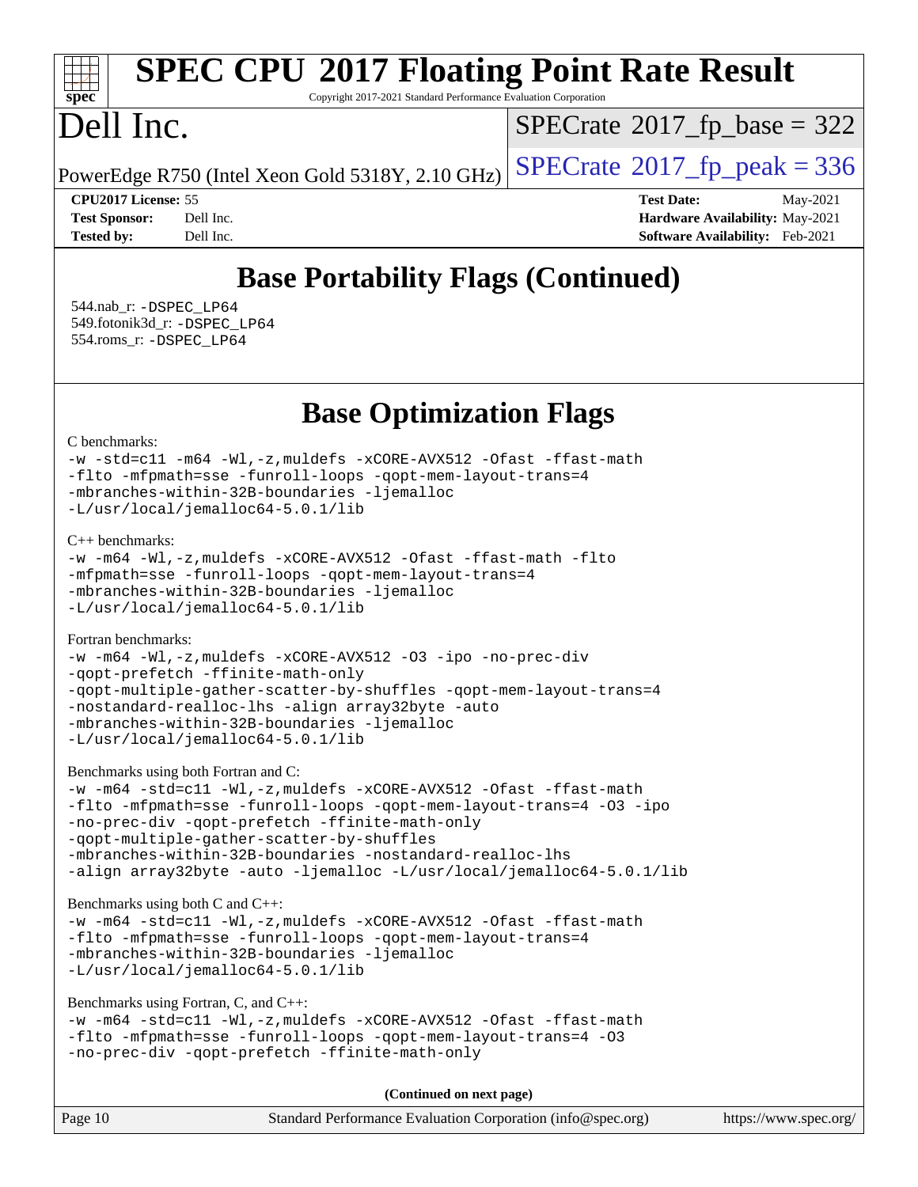## Base Portability Flags (Continued)

544.nab_r: `-DSPEC_LP64`
549.fotonik3d_r: `-DSPEC_LP64`
554.roms_r: `-DSPEC_LP64`

## Base Optimization Flags

C benchmarks:

```
-w -std=c11 -m64 -Wl,-z,muldefs -xCORE-AVX512 -Ofast -ffast-math
-flto -mfpmath=sse -funroll-loops -qopt-mem-layout-trans=4
-mbranches-within-32B-boundaries -ljemalloc
-L/usr/local/jemalloc64-5.0.1/lib
```

C++ benchmarks:

```
-w -m64 -Wl,-z,muldefs -xCORE-AVX512 -Ofast -ffast-math -flto
-mfpmath=sse -funroll-loops -qopt-mem-layout-trans=4
-mbranches-within-32B-boundaries -ljemalloc
-L/usr/local/jemalloc64-5.0.1/lib
```

Fortran benchmarks:

```
-w -m64 -Wl,-z,muldefs -xCORE-AVX512 -O3 -ipo -no-prec-div
-qopt-prefetch -ffinite-math-only
-qopt-multiple-gather-scatter-by-shuffles -qopt-mem-layout-trans=4
-nostandard-realloc-lhs -align array32byte -auto
-mbranches-within-32B-boundaries -ljemalloc
-L/usr/local/jemalloc64-5.0.1/lib
```

Benchmarks using both Fortran and C:

```
-w -m64 -std=c11 -Wl,-z,muldefs -xCORE-AVX512 -Ofast -ffast-math
-flto -mfpmath=sse -funroll-loops -qopt-mem-layout-trans=4 -O3 -ipo
-no-prec-div -qopt-prefetch -ffinite-math-only
-qopt-multiple-gather-scatter-by-shuffles
-mbranches-within-32B-boundaries -nostandard-realloc-lhs
-align array32byte -auto -ljemalloc -L/usr/local/jemalloc64-5.0.1/lib
```

Benchmarks using both C and C++:

```
-w -m64 -std=c11 -Wl,-z,muldefs -xCORE-AVX512 -Ofast -ffast-math
-flto -mfpmath=sse -funroll-loops -qopt-mem-layout-trans=4
-mbranches-within-32B-boundaries -ljemalloc
-L/usr/local/jemalloc64-5.0.1/lib
```

Benchmarks using Fortran, C, and C++:

```
-w -m64 -std=c11 -Wl,-z,muldefs -xCORE-AVX512 -Ofast -ffast-math
-flto -mfpmath=sse -funroll-loops -qopt-mem-layout-trans=4 -O3
-no-prec-div -qopt-prefetch -ffinite-math-only
```

**(Continued on next page)**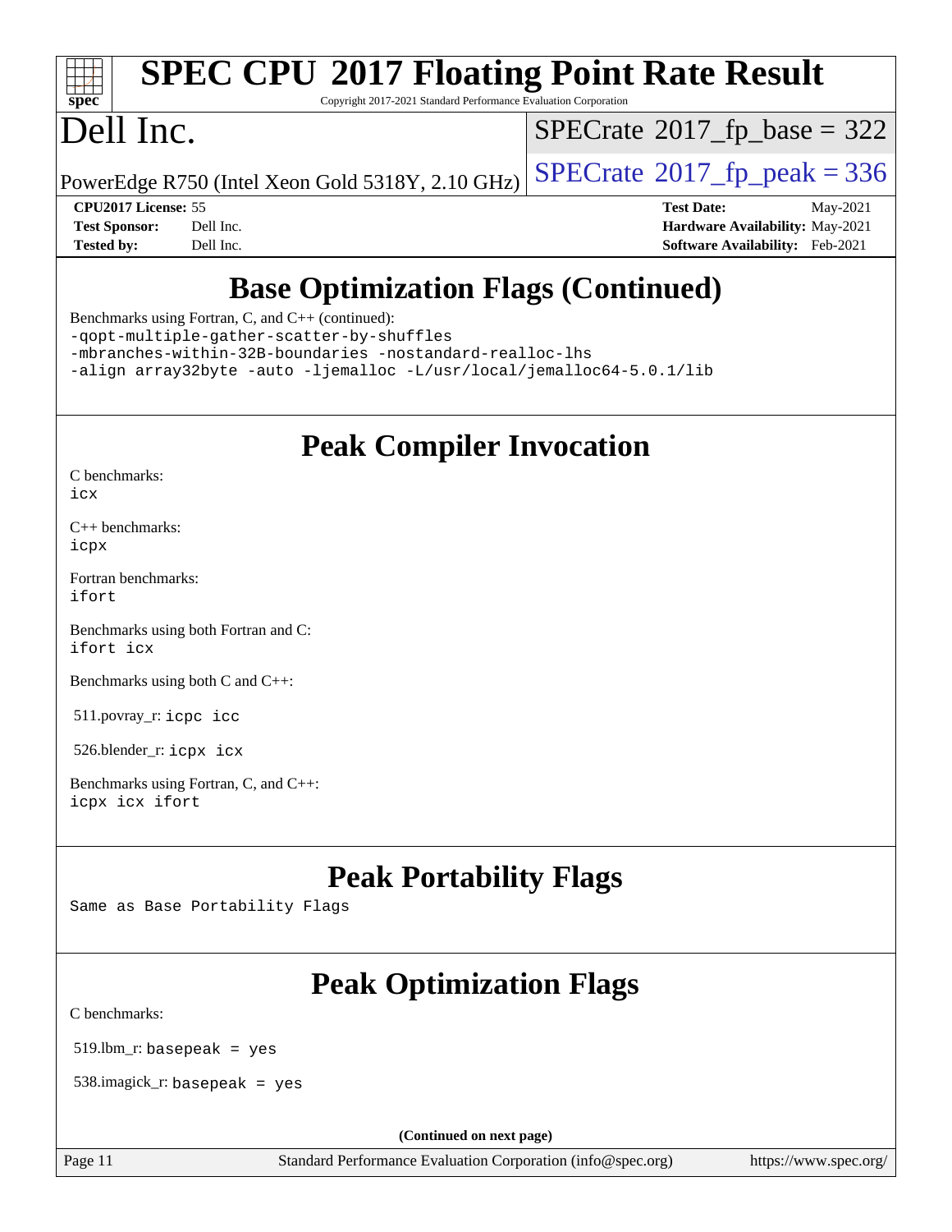# SPEC CPU 2017 Floating Point Rate Result

Copyright 2017-2021 Standard Performance Evaluation Corporation

# Dell Inc.

PowerEdge R750 (Intel Xeon Gold 5318Y, 2.10 GHz)

SPECrate 2017_fp_base = 322

SPECrate 2017_fp_peak = 336

**CPU2017 License:** 55
**Test Sponsor:** Dell Inc.
**Tested by:** Dell Inc.

**Test Date:** May-2021
**Hardware Availability:** May-2021
**Software Availability:** Feb-2021

## Base Optimization Flags (Continued)

Benchmarks using Fortran, C, and C++ (continued):

```
-qopt-multiple-gather-scatter-by-shuffles
-mbranches-within-32B-boundaries -nostandard-realloc-lhs
-align array32byte -auto -ljemalloc -L/usr/local/jemalloc64-5.0.1/lib
```

## Peak Compiler Invocation

C benchmarks:
`icx`

C++ benchmarks:
`icpx`

Fortran benchmarks:
`ifort`

Benchmarks using both Fortran and C:
`ifort icx`

Benchmarks using both C and C++:

511.povray_r: `icpc icc`

526.blender_r: `icpx icx`

Benchmarks using Fortran, C, and C++:
`icpx icx ifort`

## Peak Portability Flags

Same as Base Portability Flags

## Peak Optimization Flags

C benchmarks:

519.lbm_r: `basepeak = yes`

538.imagick_r: `basepeak = yes`

(Continued on next page)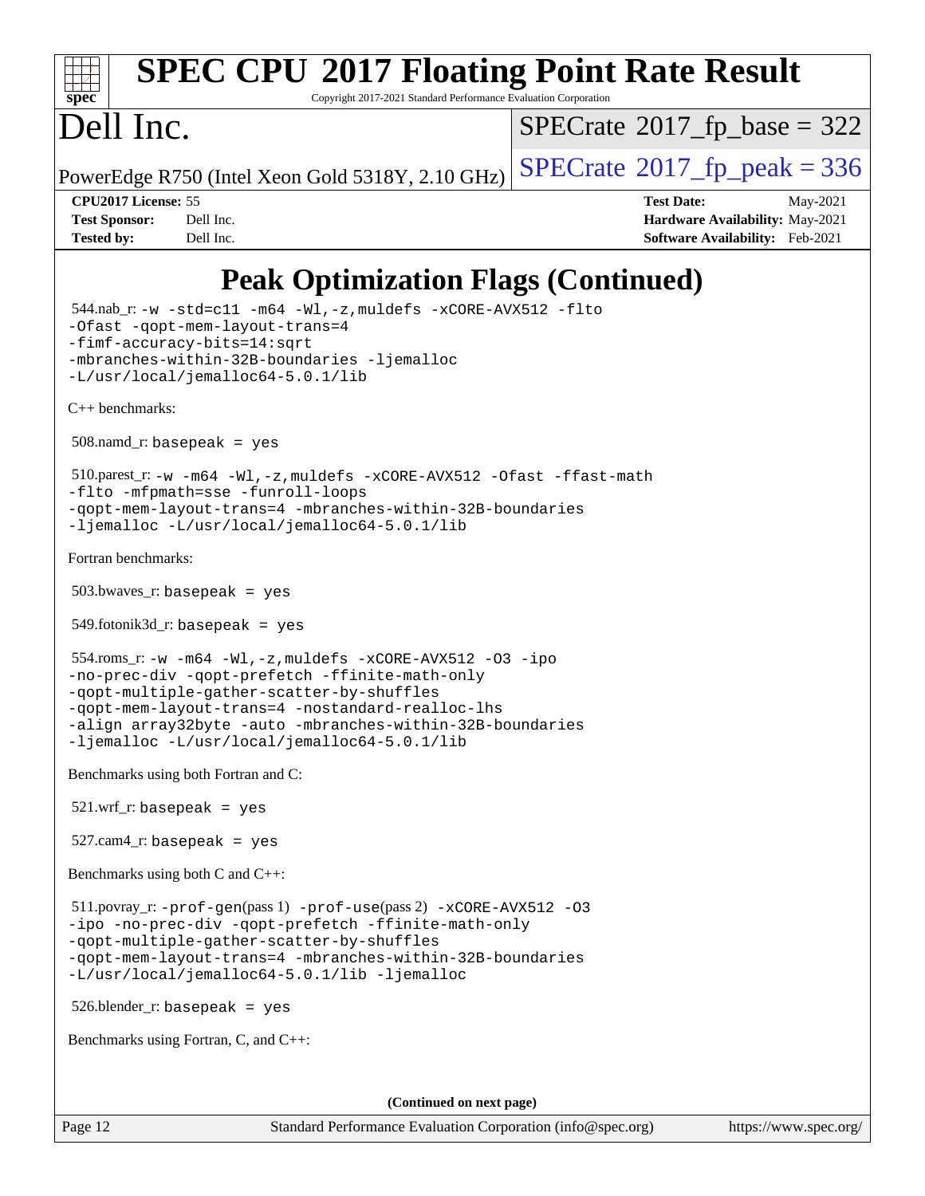# Peak Optimization Flags (Continued)

544.nab_r: `-w -std=c11 -m64 -Wl,-z,muldefs -xCORE-AVX512 -flto -Ofast -qopt-mem-layout-trans=4 -fimf-accuracy-bits=14:sqrt -mbranches-within-32B-boundaries -ljemalloc -L/usr/local/jemalloc64-5.0.1/lib`

C++ benchmarks:

508.namd_r: `basepeak = yes`

510.parest_r: `-w -m64 -Wl,-z,muldefs -xCORE-AVX512 -Ofast -ffast-math -flto -mfpmath=sse -funroll-loops -qopt-mem-layout-trans=4 -mbranches-within-32B-boundaries -ljemalloc -L/usr/local/jemalloc64-5.0.1/lib`

Fortran benchmarks:

503.bwaves_r: `basepeak = yes`

549.fotonik3d_r: `basepeak = yes`

554.roms_r: `-w -m64 -Wl,-z,muldefs -xCORE-AVX512 -O3 -ipo -no-prec-div -qopt-prefetch -ffinite-math-only -qopt-multiple-gather-scatter-by-shuffles -qopt-mem-layout-trans=4 -nostandard-realloc-lhs -align array32byte -auto -mbranches-within-32B-boundaries -ljemalloc -L/usr/local/jemalloc64-5.0.1/lib`

Benchmarks using both Fortran and C:

521.wrf_r: `basepeak = yes`

527.cam4_r: `basepeak = yes`

Benchmarks using both C and C++:

511.povray_r: `-prof-gen`(pass 1) `-prof-use`(pass 2) `-xCORE-AVX512 -O3 -ipo -no-prec-div -qopt-prefetch -ffinite-math-only -qopt-multiple-gather-scatter-by-shuffles -qopt-mem-layout-trans=4 -mbranches-within-32B-boundaries -L/usr/local/jemalloc64-5.0.1/lib -ljemalloc`

526.blender_r: `basepeak = yes`

Benchmarks using Fortran, C, and C++:

**(Continued on next page)**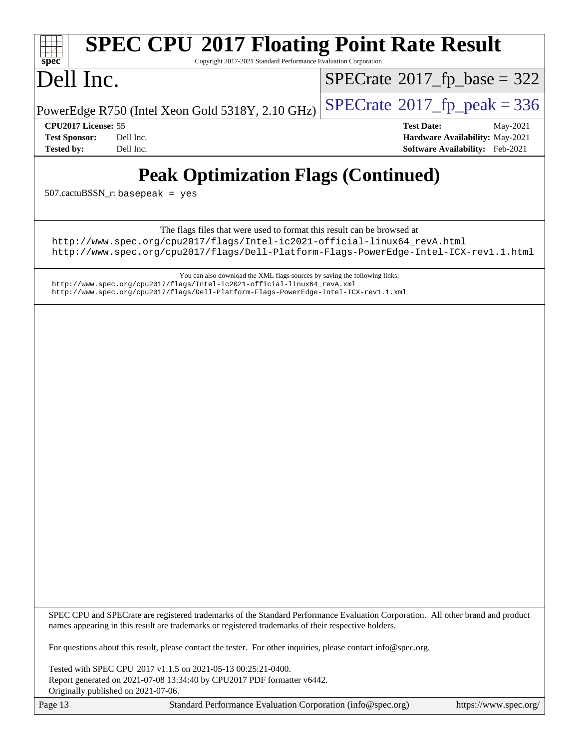## Peak Optimization Flags (Continued)

507.cactuBSSN_r: `basepeak = yes`

The flags files that were used to format this result can be browsed at

http://www.spec.org/cpu2017/flags/Intel-ic2021-official-linux64_revA.html
http://www.spec.org/cpu2017/flags/Dell-Platform-Flags-PowerEdge-Intel-ICX-rev1.1.html

You can also download the XML flags sources by saving the following links:

http://www.spec.org/cpu2017/flags/Intel-ic2021-official-linux64_revA.xml
http://www.spec.org/cpu2017/flags/Dell-Platform-Flags-PowerEdge-Intel-ICX-rev1.1.xml

SPEC CPU and SPECrate are registered trademarks of the Standard Performance Evaluation Corporation. All other brand and product names appearing in this result are trademarks or registered trademarks of their respective holders.

For questions about this result, please contact the tester. For other inquiries, please contact info@spec.org.

Tested with SPEC CPU 2017 v1.1.5 on 2021-05-13 00:25:21-0400.
Report generated on 2021-07-08 13:34:40 by CPU2017 PDF formatter v6442.
Originally published on 2021-07-06.